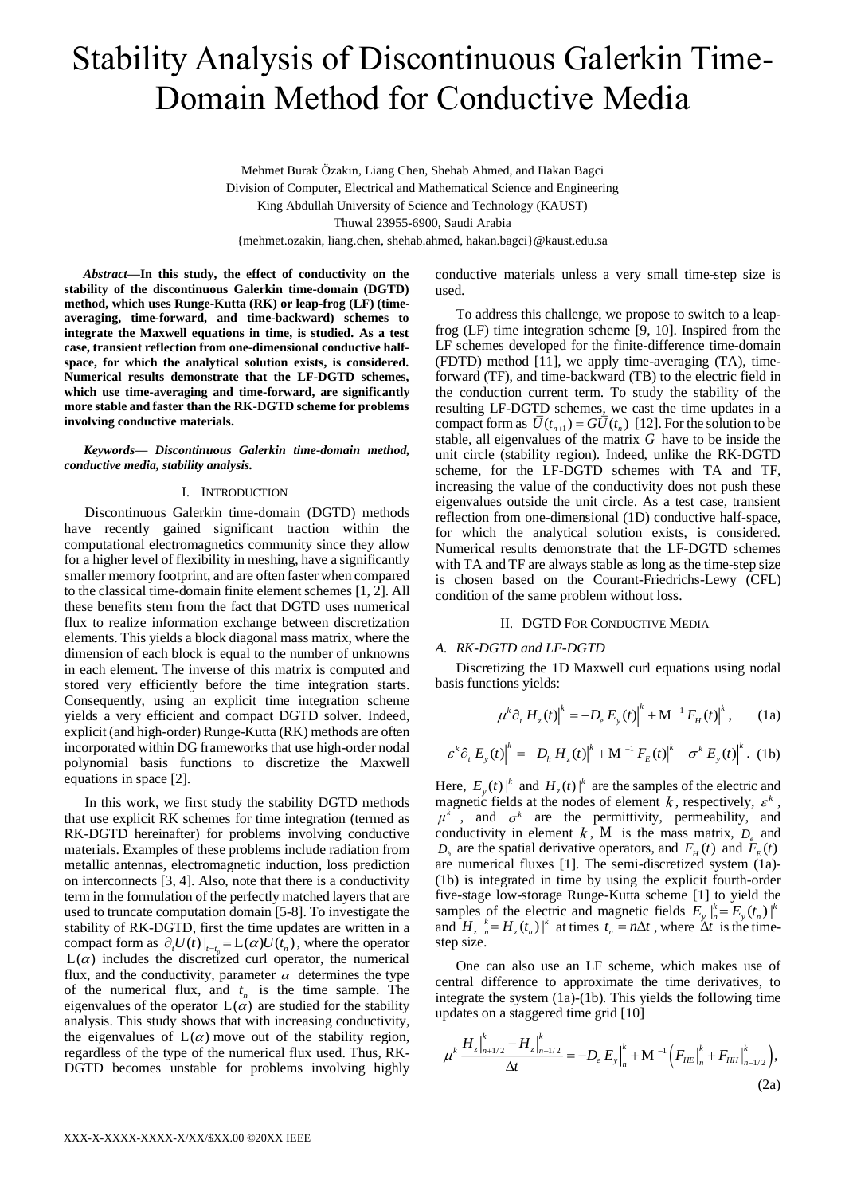# Stability Analysis of Discontinuous Galerkin Time-Domain Method for Conductive Media

Mehmet Burak Özakın, Liang Chen, Shehab Ahmed, and Hakan Bagci
Division of Computer, Electrical and Mathematical Science and Engineering
King Abdullah University of Science and Technology (KAUST)
Thuwal 23955-6900, Saudi Arabia
{mehmet.ozakin, liang.chen, shehab.ahmed, hakan.bagci}@kaust.edu.sa

***Abstract*—In this study, the effect of conductivity on the stability of the discontinuous Galerkin time-domain (DGTD) method, which uses Runge-Kutta (RK) or leap-frog (LF) (time-averaging, time-forward, and time-backward) schemes to integrate the Maxwell equations in time, is studied. As a test case, transient reflection from one-dimensional conductive half-space, for which the analytical solution exists, is considered. Numerical results demonstrate that the LF-DGTD schemes, which use time-averaging and time-forward, are significantly more stable and faster than the RK-DGTD scheme for problems involving conductive materials.**

***Keywords— Discontinuous Galerkin time-domain method, conductive media, stability analysis.***

## I. Introduction

Discontinuous Galerkin time-domain (DGTD) methods have recently gained significant traction within the computational electromagnetics community since they allow for a higher level of flexibility in meshing, have a significantly smaller memory footprint, and are often faster when compared to the classical time-domain finite element schemes [1, 2]. All these benefits stem from the fact that DGTD uses numerical flux to realize information exchange between discretization elements. This yields a block diagonal mass matrix, where the dimension of each block is equal to the number of unknowns in each element. The inverse of this matrix is computed and stored very efficiently before the time integration starts. Consequently, using an explicit time integration scheme yields a very efficient and compact DGTD solver. Indeed, explicit (and high-order) Runge-Kutta (RK) methods are often incorporated within DG frameworks that use high-order nodal polynomial basis functions to discretize the Maxwell equations in space [2].

In this work, we first study the stability DGTD methods that use explicit RK schemes for time integration (termed as RK-DGTD hereinafter) for problems involving conductive materials. Examples of these problems include radiation from metallic antennas, electromagnetic induction, loss prediction on interconnects [3, 4]. Also, note that there is a conductivity term in the formulation of the perfectly matched layers that are used to truncate computation domain [5-8]. To investigate the stability of RK-DGTD, first the time updates are written in a compact form as $\partial_t U(t)|_{t=t_n} = \mathrm{L}(\alpha)U(t_n)$, where the operator $\mathrm{L}(\alpha)$ includes the discretized curl operator, the numerical flux, and the conductivity, parameter $\alpha$ determines the type of the numerical flux, and $t_n$ is the time sample. The eigenvalues of the operator $\mathrm{L}(\alpha)$ are studied for the stability analysis. This study shows that with increasing conductivity, the eigenvalues of $\mathrm{L}(\alpha)$ move out of the stability region, regardless of the type of the numerical flux used. Thus, RK-DGTD becomes unstable for problems involving highly conductive materials unless a very small time-step size is used.

To address this challenge, we propose to switch to a leap-frog (LF) time integration scheme [9, 10]. Inspired from the LF schemes developed for the finite-difference time-domain (FDTD) method [11], we apply time-averaging (TA), time-forward (TF), and time-backward (TB) to the electric field in the conduction current term. To study the stability of the resulting LF-DGTD schemes, we cast the time updates in a compact form as $\bar{U}(t_{n+1}) = G\bar{U}(t_n)$ [12]. For the solution to be stable, all eigenvalues of the matrix $G$ have to be inside the unit circle (stability region). Indeed, unlike the RK-DGTD scheme, for the LF-DGTD schemes with TA and TF, increasing the value of the conductivity does not push these eigenvalues outside the unit circle. As a test case, transient reflection from one-dimensional (1D) conductive half-space, for which the analytical solution exists, is considered. Numerical results demonstrate that the LF-DGTD schemes with TA and TF are always stable as long as the time-step size is chosen based on the Courant-Friedrichs-Lewy (CFL) condition of the same problem without loss.

## II. DGTD for Conductive Media

### A. RK-DGTD and LF-DGTD

Discretizing the 1D Maxwell curl equations using nodal basis functions yields:

$$\mu^k \partial_t H_z(t)\Big|^k = -D_e E_y(t)\Big|^k + \mathrm{M}^{-1} F_H(t)\Big|^k, \qquad (1a)$$

$$\varepsilon^k \partial_t E_y(t)\Big|^k = -D_h H_z(t)\Big|^k + \mathrm{M}^{-1} F_E(t)\Big|^k - \sigma^k E_y(t)\Big|^k. \quad (1b)$$

Here, $E_y(t)|^k$ and $H_z(t)|^k$ are the samples of the electric and magnetic fields at the nodes of element $k$, respectively, $\varepsilon^k$, $\mu^k$, and $\sigma^k$ are the permittivity, permeability, and conductivity in element $k$, $\mathrm{M}$ is the mass matrix, $D_e$ and $D_h$ are the spatial derivative operators, and $F_H(t)$ and $F_E(t)$ are numerical fluxes [1]. The semi-discretized system (1a)-(1b) is integrated in time by using the explicit fourth-order five-stage low-storage Runge-Kutta scheme [1] to yield the samples of the electric and magnetic fields $E_y|_n^k = E_y(t_n)|^k$ and $H_z|_n^k = H_z(t_n)|^k$ at times $t_n = n\Delta t$, where $\Delta t$ is the time-step size.

One can also use an LF scheme, which makes use of central difference to approximate the time derivatives, to integrate the system (1a)-(1b). This yields the following time updates on a staggered time grid [10]

$$\mu^k \frac{H_z\big|_{n+1/2}^k - H_z\big|_{n-1/2}^k}{\Delta t} = -D_e E_y\big|_n^k + \mathrm{M}^{-1}\Big(F_{HE}\big|_n^k + F_{HH}\big|_{n-1/2}^k\Big), \qquad (2a)$$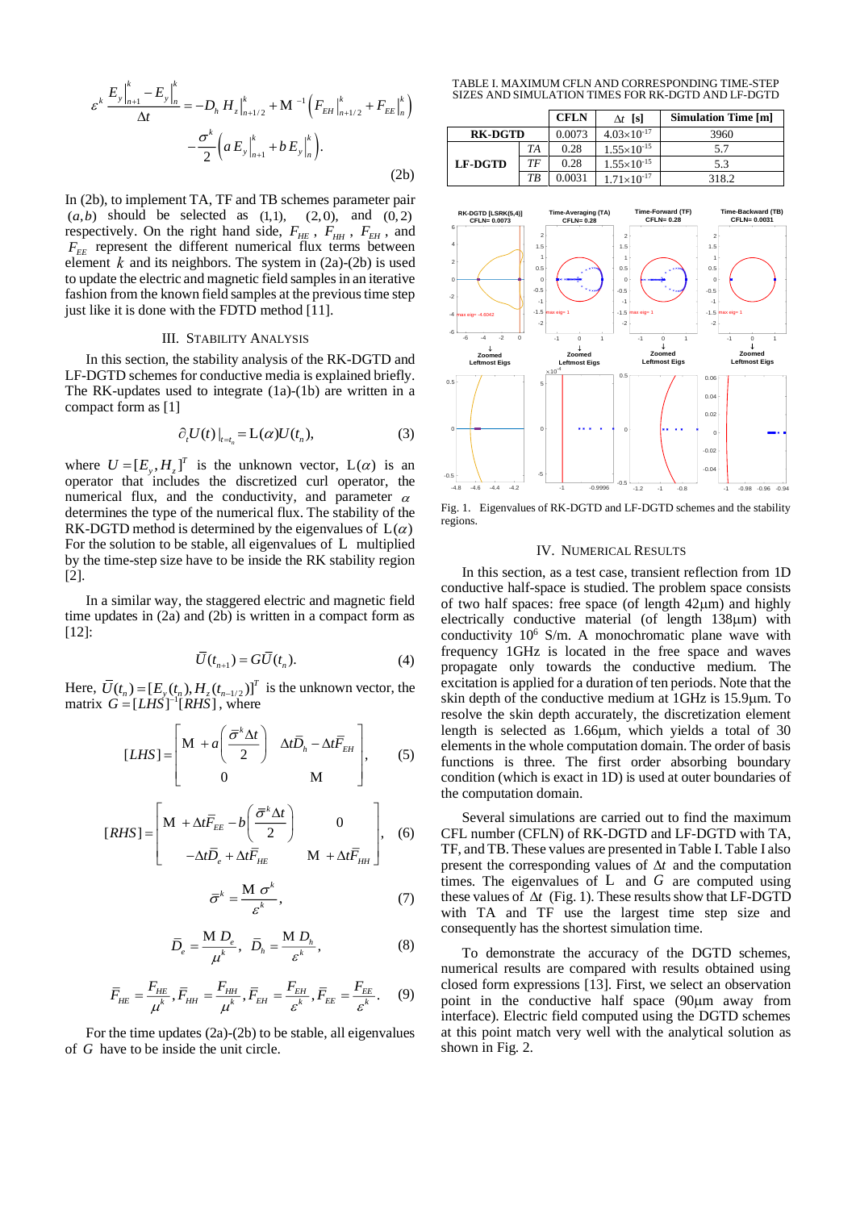$$\varepsilon^k \frac{E_y|_{n+1}^k - E_y|_n^k}{\Delta t} = -D_h H_z|_{n+1/2}^k + \mathrm{M}^{-1}\left(F_{EH}|_{n+1/2}^k + F_{EE}|_n^k\right) - \frac{\sigma^k}{2}\left(a E_y|_{n+1}^k + b E_y|_n^k\right). \tag{2b}$$

In (2b), to implement TA, TF and TB schemes parameter pair $(a,b)$ should be selected as $(1,1)$, $(2,0)$, and $(0,2)$ respectively. On the right hand side, $F_{HE}$, $F_{HH}$, $F_{EH}$, and $F_{EE}$ represent the different numerical flux terms between element $k$ and its neighbors. The system in (2a)-(2b) is used to update the electric and magnetic field samples in an iterative fashion from the known field samples at the previous time step just like it is done with the FDTD method [11].

## III. Stability Analysis

In this section, the stability analysis of the RK-DGTD and LF-DGTD schemes for conductive media is explained briefly. The RK-updates used to integrate (1a)-(1b) are written in a compact form as [1]

$$\partial_t U(t)|_{t=t_n} = \mathrm{L}(\alpha) U(t_n), \tag{3}$$

where $U = [E_y, H_z]^T$ is the unknown vector, $\mathrm{L}(\alpha)$ is an operator that includes the discretized curl operator, the numerical flux, and the conductivity, and parameter $\alpha$ determines the type of the numerical flux. The stability of the RK-DGTD method is determined by the eigenvalues of $\mathrm{L}(\alpha)$. For the solution to be stable, all eigenvalues of $\mathrm{L}$ multiplied by the time-step size have to be inside the RK stability region [2].

In a similar way, the staggered electric and magnetic field time updates in (2a) and (2b) is written in a compact form as [12]:

$$\bar{U}(t_{n+1}) = G\bar{U}(t_n). \tag{4}$$

Here, $\bar{U}(t_n) = [E_y(t_n), H_z(t_{n-1/2})]^T$ is the unknown vector, the matrix $G = [LHS]^{-1}[RHS]$, where

$$[LHS] = \begin{bmatrix} \mathrm{M} + a\left(\dfrac{\bar{\sigma}^k \Delta t}{2}\right) & \Delta t \bar{D}_h - \Delta t \bar{F}_{EH} \\ 0 & \mathrm{M} \end{bmatrix}, \tag{5}$$

$$[RHS] = \begin{bmatrix} \mathrm{M} + \Delta t \bar{F}_{EE} - b\left(\dfrac{\bar{\sigma}^k \Delta t}{2}\right) & 0 \\ -\Delta t \bar{D}_e + \Delta t \bar{F}_{HE} & \mathrm{M} + \Delta t \bar{F}_{HH} \end{bmatrix}, \tag{6}$$

$$\bar{\sigma}^k = \frac{\mathrm{M}\,\sigma^k}{\varepsilon^k}, \tag{7}$$

$$\bar{D}_e = \frac{\mathrm{M}\,D_e}{\mu^k},\quad \bar{D}_h = \frac{\mathrm{M}\,D_h}{\varepsilon^k}, \tag{8}$$

$$\bar{F}_{HE} = \frac{F_{HE}}{\mu^k}, \bar{F}_{HH} = \frac{F_{HH}}{\mu^k}, \bar{F}_{EH} = \frac{F_{EH}}{\varepsilon^k}, \bar{F}_{EE} = \frac{F_{EE}}{\varepsilon^k}. \tag{9}$$

For the time updates (2a)-(2b) to be stable, all eigenvalues of $G$ have to be inside the unit circle.

TABLE I. Maximum CFLN and Corresponding Time-Step Sizes and Simulation Times for RK-DGTD and LF-DGTD

| | | CFLN | $\Delta t$ [s] | Simulation Time [m] |
|---|---|---|---|---|
| **RK-DGTD** | | 0.0073 | $4.03\times10^{-17}$ | 3960 |
| **LF-DGTD** | *TA* | 0.28 | $1.55\times10^{-15}$ | 5.7 |
| | *TF* | 0.28 | $1.55\times10^{-15}$ | 5.3 |
| | *TB* | 0.0031 | $1.71\times10^{-17}$ | 318.2 |

Fig. 1. Eigenvalues of RK-DGTD and LF-DGTD schemes and the stability regions.

## IV. Numerical Results

In this section, as a test case, transient reflection from 1D conductive half-space is studied. The problem space consists of two half spaces: free space (of length 42μm) and highly electrically conductive material (of length 138μm) with conductivity $10^6$ S/m. A monochromatic plane wave with frequency 1GHz is located in the free space and waves propagate only towards the conductive medium. The excitation is applied for a duration of ten periods. Note that the skin depth of the conductive medium at 1GHz is 15.9μm. To resolve the skin depth accurately, the discretization element length is selected as 1.66μm, which yields a total of 30 elements in the whole computation domain. The order of basis functions is three. The first order absorbing boundary condition (which is exact in 1D) is used at outer boundaries of the computation domain.

Several simulations are carried out to find the maximum CFL number (CFLN) of RK-DGTD and LF-DGTD with TA, TF, and TB. These values are presented in Table I. Table I also present the corresponding values of $\Delta t$ and the computation times. The eigenvalues of $\mathrm{L}$ and $G$ are computed using these values of $\Delta t$ (Fig. 1). These results show that LF-DGTD with TA and TF use the largest time step size and consequently has the shortest simulation time.

To demonstrate the accuracy of the DGTD schemes, numerical results are compared with results obtained using closed form expressions [13]. First, we select an observation point in the conductive half space (90μm away from interface). Electric field computed using the DGTD schemes at this point match very well with the analytical solution as shown in Fig. 2.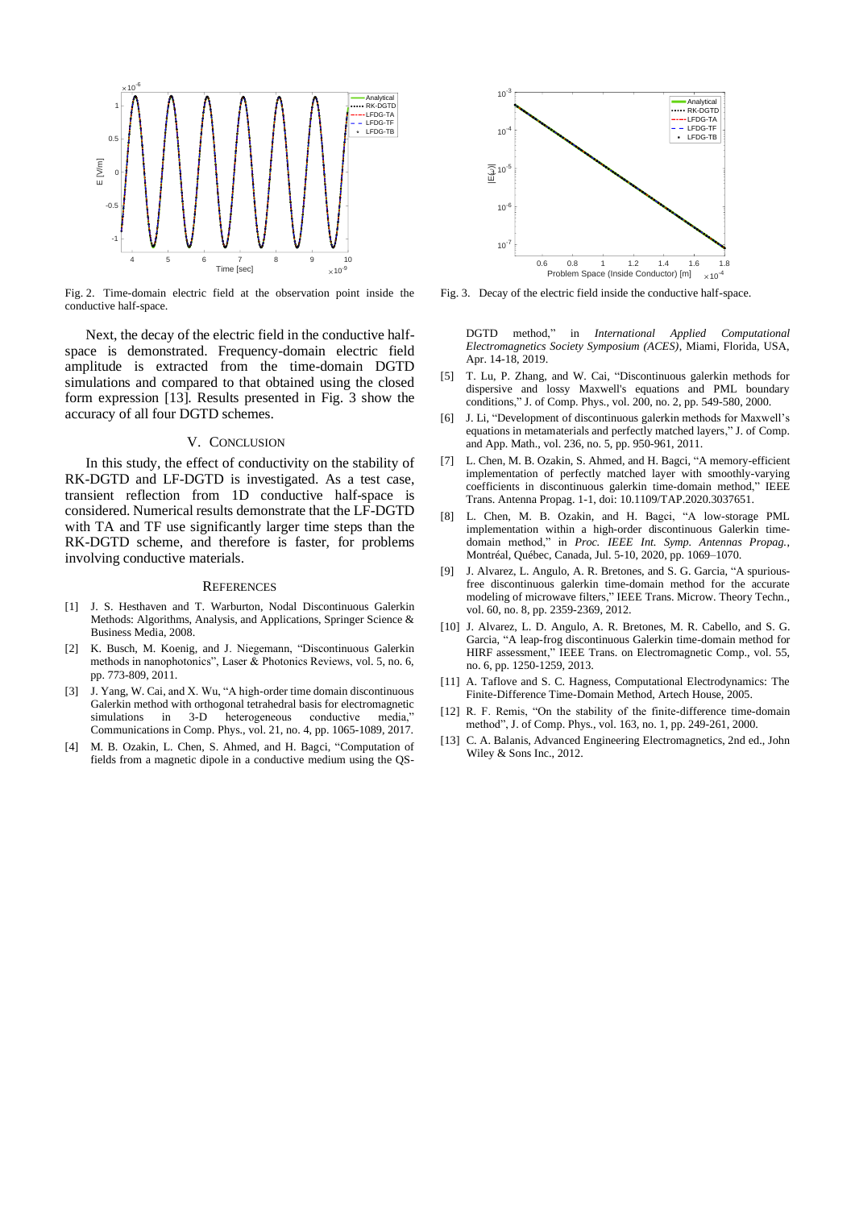×10^-6

1

0.5

0

-0.5

-1

E [V/m]

4 5 6 7 8 9 10

Time [sec]

×10^-9

Analytical
RK-DGTD
LFDG-TA
LFDG-TF
LFDG-TB

Fig. 2. Time-domain electric field at the observation point inside the conductive half-space.

10^-3

10^-4

10^-5

10^-6

10^-7

|E(ω)|

0.6 0.8 1 1.2 1.4 1.6 1.8

Problem Space (Inside Conductor) [m]

×10^-4

Analytical
RK-DGTD
LFDG-TA
LFDG-TF
LFDG-TB

Fig. 3. Decay of the electric field inside the conductive half-space.

Next, the decay of the electric field in the conductive half-space is demonstrated. Frequency-domain electric field amplitude is extracted from the time-domain DGTD simulations and compared to that obtained using the closed form expression [13]. Results presented in Fig. 3 show the accuracy of all four DGTD schemes.

## V. Conclusion

In this study, the effect of conductivity on the stability of RK-DGTD and LF-DGTD is investigated. As a test case, transient reflection from 1D conductive half-space is considered. Numerical results demonstrate that the LF-DGTD with TA and TF use significantly larger time steps than the RK-DGTD scheme, and therefore is faster, for problems involving conductive materials.

## References

[1] J. S. Hesthaven and T. Warburton, Nodal Discontinuous Galerkin Methods: Algorithms, Analysis, and Applications, Springer Science & Business Media, 2008.

[2] K. Busch, M. Koenig, and J. Niegemann, "Discontinuous Galerkin methods in nanophotonics", Laser & Photonics Reviews, vol. 5, no. 6, pp. 773-809, 2011.

[3] J. Yang, W. Cai, and X. Wu, "A high-order time domain discontinuous Galerkin method with orthogonal tetrahedral basis for electromagnetic simulations in 3-D heterogeneous conductive media," Communications in Comp. Phys., vol. 21, no. 4, pp. 1065-1089, 2017.

[4] M. B. Ozakin, L. Chen, S. Ahmed, and H. Bagci, "Computation of fields from a magnetic dipole in a conductive medium using the QS-DGTD method," in *International Applied Computational Electromagnetics Society Symposium (ACES)*, Miami, Florida, USA, Apr. 14-18, 2019.

[5] T. Lu, P. Zhang, and W. Cai, "Discontinuous galerkin methods for dispersive and lossy Maxwell's equations and PML boundary conditions," J. of Comp. Phys., vol. 200, no. 2, pp. 549-580, 2000.

[6] J. Li, "Development of discontinuous galerkin methods for Maxwell's equations in metamaterials and perfectly matched layers," J. of Comp. and App. Math., vol. 236, no. 5, pp. 950-961, 2011.

[7] L. Chen, M. B. Ozakin, S. Ahmed, and H. Bagci, "A memory-efficient implementation of perfectly matched layer with smoothly-varying coefficients in discontinuous galerkin time-domain method," IEEE Trans. Antenna Propag. 1-1, doi: 10.1109/TAP.2020.3037651.

[8] L. Chen, M. B. Ozakin, and H. Bagci, "A low-storage PML implementation within a high-order discontinuous Galerkin time-domain method," in *Proc. IEEE Int. Symp. Antennas Propag.*, Montréal, Québec, Canada, Jul. 5-10, 2020, pp. 1069–1070.

[9] J. Alvarez, L. Angulo, A. R. Bretones, and S. G. Garcia, "A spurious-free discontinuous galerkin time-domain method for the accurate modeling of microwave filters," IEEE Trans. Microw. Theory Techn., vol. 60, no. 8, pp. 2359-2369, 2012.

[10] J. Alvarez, L. D. Angulo, A. R. Bretones, M. R. Cabello, and S. G. Garcia, "A leap-frog discontinuous Galerkin time-domain method for HIRF assessment," IEEE Trans. on Electromagnetic Comp., vol. 55, no. 6, pp. 1250-1259, 2013.

[11] A. Taflove and S. C. Hagness, Computational Electrodynamics: The Finite-Difference Time-Domain Method, Artech House, 2005.

[12] R. F. Remis, "On the stability of the finite-difference time-domain method", J. of Comp. Phys., vol. 163, no. 1, pp. 249-261, 2000.

[13] C. A. Balanis, Advanced Engineering Electromagnetics, 2nd ed., John Wiley & Sons Inc., 2012.